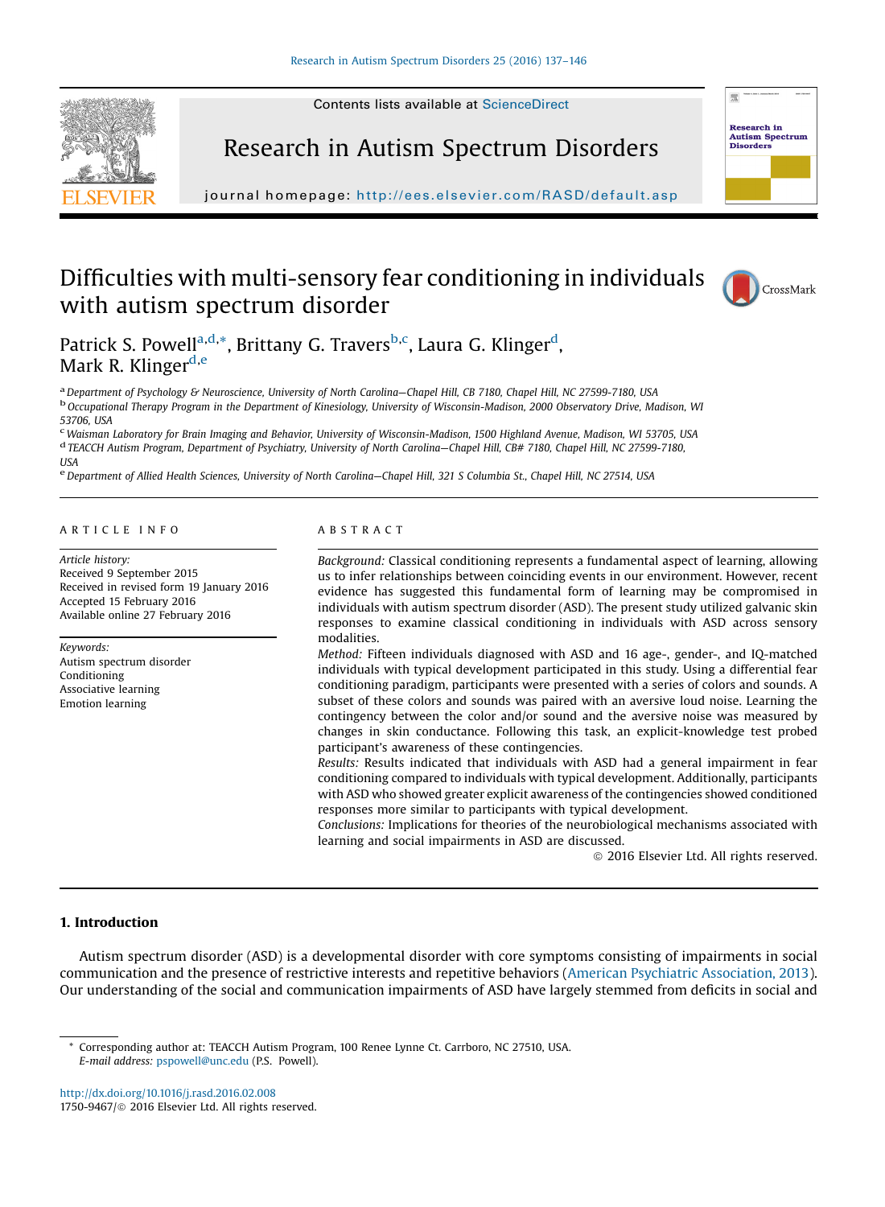# Difficulties with multi-sensory fear conditioning in individuals with autism spectrum disorder

Patrick S. Powell[a,d,*], Brittany G. Travers[b,c], Laura G. Klinger[d], Mark R. Klinger[d,e]

[a] Department of Psychology & Neuroscience, University of North Carolina—Chapel Hill, CB 7180, Chapel Hill, NC 27599-7180, USA
[b] Occupational Therapy Program in the Department of Kinesiology, University of Wisconsin-Madison, 2000 Observatory Drive, Madison, WI 53706, USA
[c] Waisman Laboratory for Brain Imaging and Behavior, University of Wisconsin-Madison, 1500 Highland Avenue, Madison, WI 53705, USA
[d] TEACCH Autism Program, Department of Psychiatry, University of North Carolina—Chapel Hill, CB# 7180, Chapel Hill, NC 27599-7180, USA
[e] Department of Allied Health Sciences, University of North Carolina—Chapel Hill, 321 S Columbia St., Chapel Hill, NC 27514, USA

## ARTICLE INFO

*Article history:*
Received 9 September 2015
Received in revised form 19 January 2016
Accepted 15 February 2016
Available online 27 February 2016

*Keywords:*
Autism spectrum disorder
Conditioning
Associative learning
Emotion learning

## ABSTRACT

*Background:* Classical conditioning represents a fundamental aspect of learning, allowing us to infer relationships between coinciding events in our environment. However, recent evidence has suggested this fundamental form of learning may be compromised in individuals with autism spectrum disorder (ASD). The present study utilized galvanic skin responses to examine classical conditioning in individuals with ASD across sensory modalities.

*Method:* Fifteen individuals diagnosed with ASD and 16 age-, gender-, and IQ-matched individuals with typical development participated in this study. Using a differential fear conditioning paradigm, participants were presented with a series of colors and sounds. A subset of these colors and sounds was paired with an aversive loud noise. Learning the contingency between the color and/or sound and the aversive noise was measured by changes in skin conductance. Following this task, an explicit-knowledge test probed participant's awareness of these contingencies.

*Results:* Results indicated that individuals with ASD had a general impairment in fear conditioning compared to individuals with typical development. Additionally, participants with ASD who showed greater explicit awareness of the contingencies showed conditioned responses more similar to participants with typical development.

*Conclusions:* Implications for theories of the neurobiological mechanisms associated with learning and social impairments in ASD are discussed.

© 2016 Elsevier Ltd. All rights reserved.

## 1. Introduction

Autism spectrum disorder (ASD) is a developmental disorder with core symptoms consisting of impairments in social communication and the presence of restrictive interests and repetitive behaviors (American Psychiatric Association, 2013). Our understanding of the social and communication impairments of ASD have largely stemmed from deficits in social and

---

\* Corresponding author at: TEACCH Autism Program, 100 Renee Lynne Ct. Carrboro, NC 27510, USA.
*E-mail address:* pspowell@unc.edu (P.S. Powell).

http://dx.doi.org/10.1016/j.rasd.2016.02.008
1750-9467/© 2016 Elsevier Ltd. All rights reserved.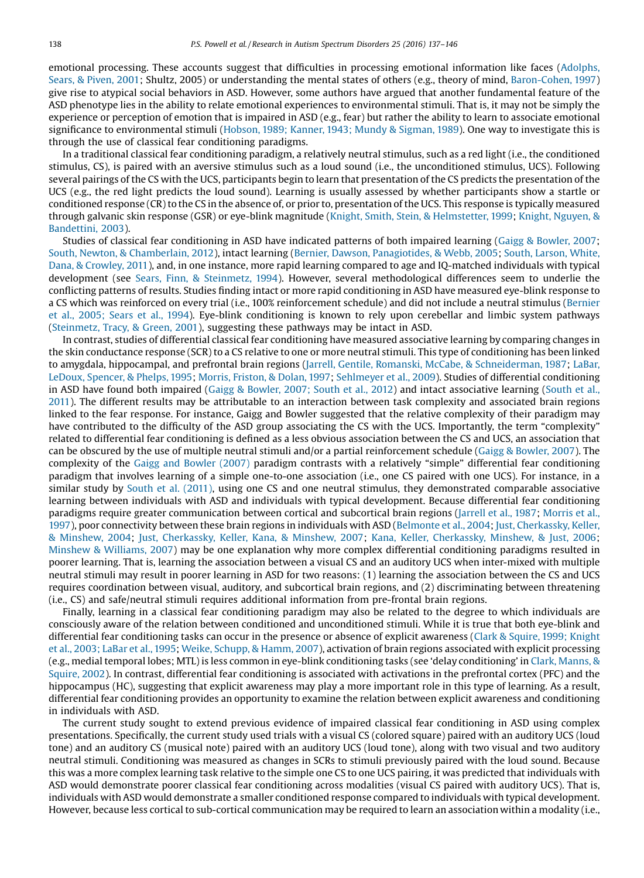emotional processing. These accounts suggest that difficulties in processing emotional information like faces (Adolphs, Sears, & Piven, 2001; Shultz, 2005) or understanding the mental states of others (e.g., theory of mind, Baron-Cohen, 1997) give rise to atypical social behaviors in ASD. However, some authors have argued that another fundamental feature of the ASD phenotype lies in the ability to relate emotional experiences to environmental stimuli. That is, it may not be simply the experience or perception of emotion that is impaired in ASD (e.g., fear) but rather the ability to learn to associate emotional significance to environmental stimuli (Hobson, 1989; Kanner, 1943; Mundy & Sigman, 1989). One way to investigate this is through the use of classical fear conditioning paradigms.

In a traditional classical fear conditioning paradigm, a relatively neutral stimulus, such as a red light (i.e., the conditioned stimulus, CS), is paired with an aversive stimulus such as a loud sound (i.e., the unconditioned stimulus, UCS). Following several pairings of the CS with the UCS, participants begin to learn that presentation of the CS predicts the presentation of the UCS (e.g., the red light predicts the loud sound). Learning is usually assessed by whether participants show a startle or conditioned response (CR) to the CS in the absence of, or prior to, presentation of the UCS. This response is typically measured through galvanic skin response (GSR) or eye-blink magnitude (Knight, Smith, Stein, & Helmstetter, 1999; Knight, Nguyen, & Bandettini, 2003).

Studies of classical fear conditioning in ASD have indicated patterns of both impaired learning (Gaigg & Bowler, 2007; South, Newton, & Chamberlain, 2012), intact learning (Bernier, Dawson, Panagiotides, & Webb, 2005; South, Larson, White, Dana, & Crowley, 2011), and, in one instance, more rapid learning compared to age and IQ-matched individuals with typical development (see Sears, Finn, & Steinmetz, 1994). However, several methodological differences seem to underlie the conflicting patterns of results. Studies finding intact or more rapid conditioning in ASD have measured eye-blink response to a CS which was reinforced on every trial (i.e., 100% reinforcement schedule) and did not include a neutral stimulus (Bernier et al., 2005; Sears et al., 1994). Eye-blink conditioning is known to rely upon cerebellar and limbic system pathways (Steinmetz, Tracy, & Green, 2001), suggesting these pathways may be intact in ASD.

In contrast, studies of differential classical fear conditioning have measured associative learning by comparing changes in the skin conductance response (SCR) to a CS relative to one or more neutral stimuli. This type of conditioning has been linked to amygdala, hippocampal, and prefrontal brain regions (Jarrell, Gentile, Romanski, McCabe, & Schneiderman, 1987; LaBar, LeDoux, Spencer, & Phelps, 1995; Morris, Friston, & Dolan, 1997; Sehlmeyer et al., 2009). Studies of differential conditioning in ASD have found both impaired (Gaigg & Bowler, 2007; South et al., 2012) and intact associative learning (South et al., 2011). The different results may be attributable to an interaction between task complexity and associated brain regions linked to the fear response. For instance, Gaigg and Bowler suggested that the relative complexity of their paradigm may have contributed to the difficulty of the ASD group associating the CS with the UCS. Importantly, the term "complexity" related to differential fear conditioning is defined as a less obvious association between the CS and UCS, an association that can be obscured by the use of multiple neutral stimuli and/or a partial reinforcement schedule (Gaigg & Bowler, 2007). The complexity of the Gaigg and Bowler (2007) paradigm contrasts with a relatively "simple" differential fear conditioning paradigm that involves learning of a simple one-to-one association (i.e., one CS paired with one UCS). For instance, in a similar study by South et al. (2011), using one CS and one neutral stimulus, they demonstrated comparable associative learning between individuals with ASD and individuals with typical development. Because differential fear conditioning paradigms require greater communication between cortical and subcortical brain regions (Jarrell et al., 1987; Morris et al., 1997), poor connectivity between these brain regions in individuals with ASD (Belmonte et al., 2004; Just, Cherkassky, Keller, & Minshew, 2004; Just, Cherkassky, Keller, Kana, & Minshew, 2007; Kana, Keller, Cherkassky, Minshew, & Just, 2006; Minshew & Williams, 2007) may be one explanation why more complex differential conditioning paradigms resulted in poorer learning. That is, learning the association between a visual CS and an auditory UCS when inter-mixed with multiple neutral stimuli may result in poorer learning in ASD for two reasons: (1) learning the association between the CS and UCS requires coordination between visual, auditory, and subcortical brain regions, and (2) discriminating between threatening (i.e., CS) and safe/neutral stimuli requires additional information from pre-frontal brain regions.

Finally, learning in a classical fear conditioning paradigm may also be related to the degree to which individuals are consciously aware of the relation between conditioned and unconditioned stimuli. While it is true that both eye-blink and differential fear conditioning tasks can occur in the presence or absence of explicit awareness (Clark & Squire, 1999; Knight et al., 2003; LaBar et al., 1995; Weike, Schupp, & Hamm, 2007), activation of brain regions associated with explicit processing (e.g., medial temporal lobes; MTL) is less common in eye-blink conditioning tasks (see 'delay conditioning' in Clark, Manns, & Squire, 2002). In contrast, differential fear conditioning is associated with activations in the prefrontal cortex (PFC) and the hippocampus (HC), suggesting that explicit awareness may play a more important role in this type of learning. As a result, differential fear conditioning provides an opportunity to examine the relation between explicit awareness and conditioning in individuals with ASD.

The current study sought to extend previous evidence of impaired classical fear conditioning in ASD using complex presentations. Specifically, the current study used trials with a visual CS (colored square) paired with an auditory UCS (loud tone) and an auditory CS (musical note) paired with an auditory UCS (loud tone), along with two visual and two auditory neutral stimuli. Conditioning was measured as changes in SCRs to stimuli previously paired with the loud sound. Because this was a more complex learning task relative to the simple one CS to one UCS pairing, it was predicted that individuals with ASD would demonstrate poorer classical fear conditioning across modalities (visual CS paired with auditory UCS). That is, individuals with ASD would demonstrate a smaller conditioned response compared to individuals with typical development. However, because less cortical to sub-cortical communication may be required to learn an association within a modality (i.e.,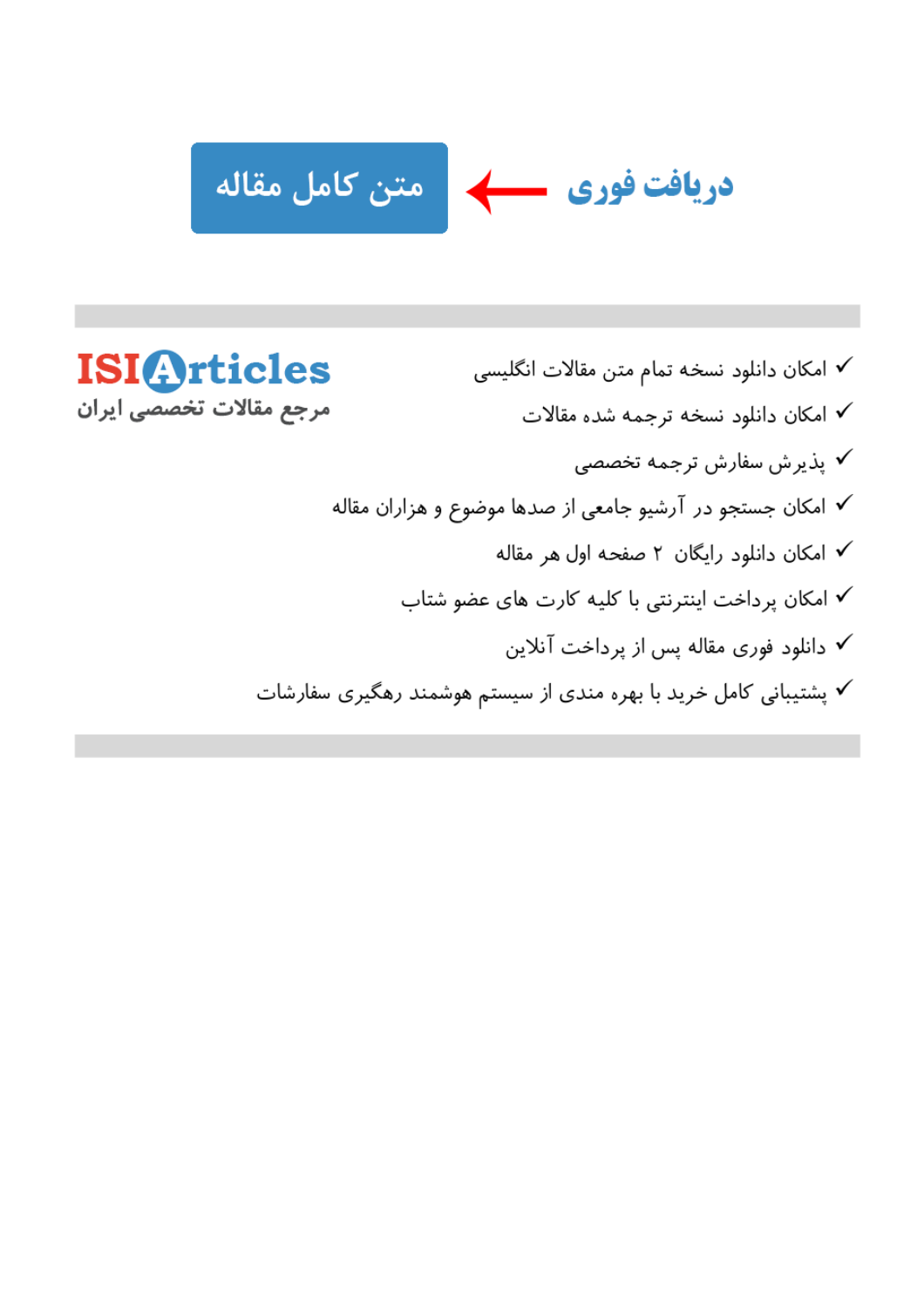دریافت فوری ← **متن کامل مقاله**

ISIArticles
مرجع مقالات تخصصی ایران

- ✓ امکان دانلود نسخه تمام متن مقالات انگلیسی
- ✓ امکان دانلود نسخه ترجمه شده مقالات
- ✓ پذیرش سفارش ترجمه تخصصی
- ✓ امکان جستجو در آرشیو جامعی از صدها موضوع و هزاران مقاله
- ✓ امکان دانلود رایگان ۲ صفحه اول هر مقاله
- ✓ امکان پرداخت اینترنتی با کلیه کارت های عضو شتاب
- ✓ دانلود فوری مقاله پس از پرداخت آنلاین
- ✓ پشتیبانی کامل خرید با بهره مندی از سیستم هوشمند رهگیری سفارشات